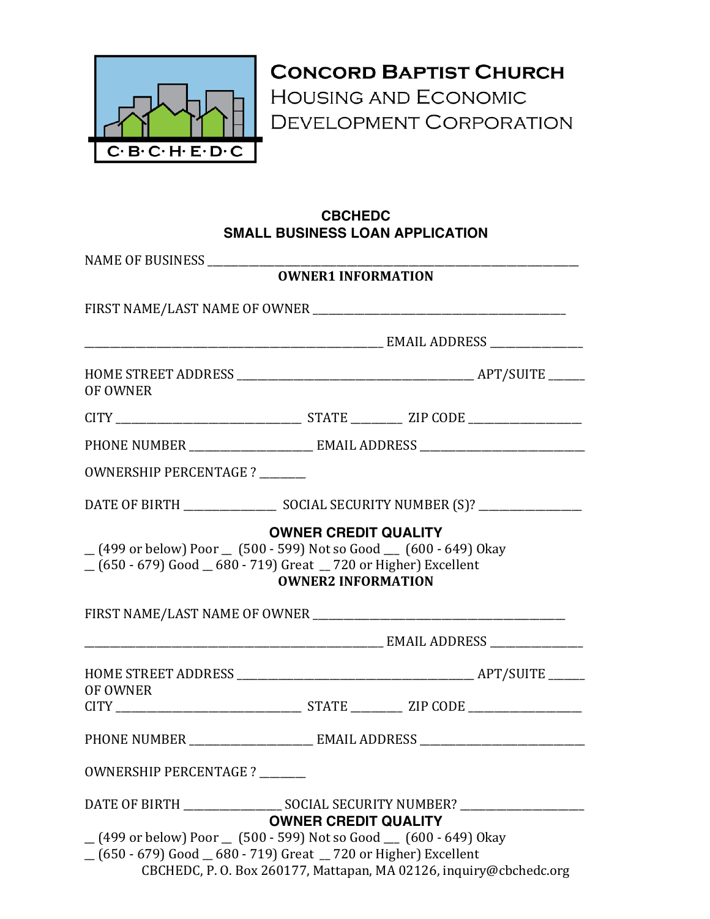# Concord Baptist Church
## Housing and Economic Development Corporation

C·B·C·H·E·D·C

**CBCHEDC**
**SMALL BUSINESS LOAN APPLICATION**

NAME OF BUSINESS ______________________________________________________________________

**OWNER1 INFORMATION**

FIRST NAME/LAST NAME OF OWNER ______________________________________________

________________________________________________________ EMAIL ADDRESS ________________

HOME STREET ADDRESS ____________________________________________ APT/SUITE ______
OF OWNER

CITY __________________________________ STATE _________ ZIP CODE ____________________

PHONE NUMBER _______________________ EMAIL ADDRESS ______________________________

OWNERSHIP PERCENTAGE ? ________

DATE OF BIRTH ________________ SOCIAL SECURITY NUMBER (S)? ___________________

**OWNER CREDIT QUALITY**

__ (499 or below) Poor __ (500 - 599) Not so Good ___ (600 - 649) Okay
__ (650 - 679) Good __ 680 - 719) Great __ 720 or Higher) Excellent

**OWNER2 INFORMATION**

FIRST NAME/LAST NAME OF OWNER ______________________________________________

________________________________________________________ EMAIL ADDRESS ________________

HOME STREET ADDRESS ____________________________________________ APT/SUITE ______
OF OWNER
CITY __________________________________ STATE _________ ZIP CODE ____________________

PHONE NUMBER _______________________ EMAIL ADDRESS ______________________________

OWNERSHIP PERCENTAGE ? ________

DATE OF BIRTH _________________ SOCIAL SECURITY NUMBER? _______________________

**OWNER CREDIT QUALITY**

__ (499 or below) Poor __ (500 - 599) Not so Good ___ (600 - 649) Okay
__ (650 - 679) Good __ 680 - 719) Great __ 720 or Higher) Excellent

CBCHEDC, P. O. Box 260177, Mattapan, MA 02126, inquiry@cbchedc.org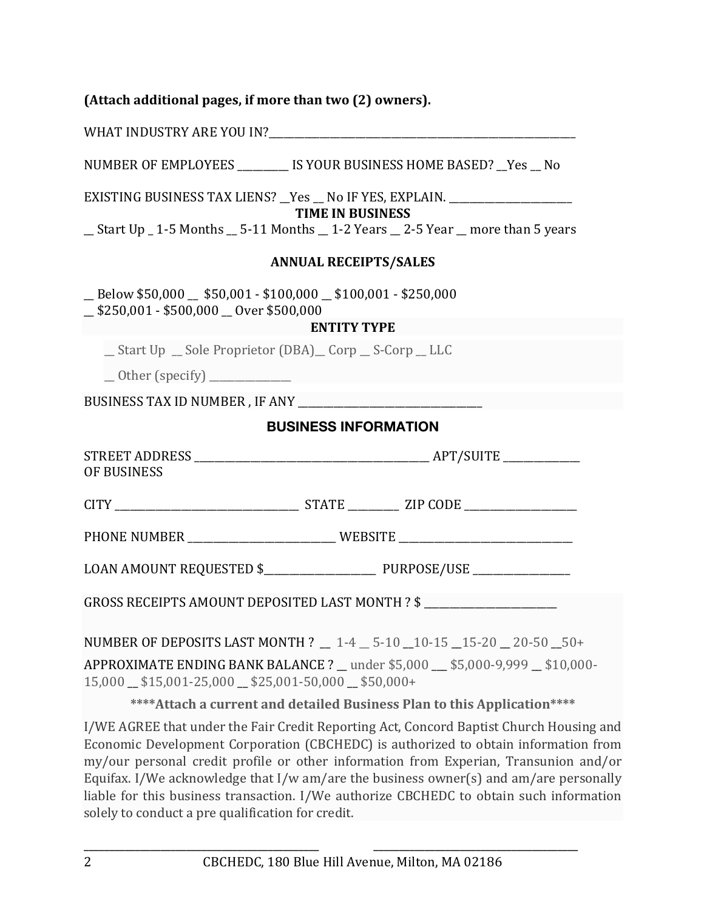**(Attach additional pages, if more than two (2) owners).**

WHAT INDUSTRY ARE YOU IN?______________________________________________________________

NUMBER OF EMPLOYEES __________ IS YOUR BUSINESS HOME BASED? __Yes __ No

EXISTING BUSINESS TAX LIENS? __Yes __ No IF YES, EXPLAIN. ________________________

**TIME IN BUSINESS**

__ Start Up _ 1-5 Months __ 5-11 Months __ 1-2 Years __ 2-5 Year __ more than 5 years

**ANNUAL RECEIPTS/SALES**

__ Below $50,000 __ $50,001 - $100,000 __ $100,001 - $250,000

__ $250,001 - $500,000 __ Over $500,000

**ENTITY TYPE**

__ Start Up __ Sole Proprietor (DBA)__ Corp __ S-Corp __ LLC

__ Other (specify) ________________

BUSINESS TAX ID NUMBER , IF ANY ___________________________________

## BUSINESS INFORMATION

STREET ADDRESS ______________________________________________ APT/SUITE _______________
OF BUSINESS

CITY ____________________________________ STATE _________ ZIP CODE _____________________

PHONE NUMBER _____________________________ WEBSITE __________________________________

LOAN AMOUNT REQUESTED $______________________ PURPOSE/USE ___________________

GROSS RECEIPTS AMOUNT DEPOSITED LAST MONTH ? $ __________________________

NUMBER OF DEPOSITS LAST MONTH ? __ 1-4 __ 5-10 __10-15 __15-20 __ 20-50 __50+

APPROXIMATE ENDING BANK BALANCE ? __ under $5,000 ___ $5,000-9,999 __ $10,000-15,000 __ $15,001-25,000 __ $25,001-50,000 __ $50,000+

**\*\*\*\*Attach a current and detailed Business Plan to this Application\*\*\*\***

I/WE AGREE that under the Fair Credit Reporting Act, Concord Baptist Church Housing and Economic Development Corporation (CBCHEDC) is authorized to obtain information from my/our personal credit profile or other information from Experian, Transunion and/or Equifax. I/We acknowledge that I/w am/are the business owner(s) and am/are personally liable for this business transaction. I/We authorize CBCHEDC to obtain such information solely to conduct a pre qualification for credit.

_____________________________________________ _______________________________________

CBCHEDC, 180 Blue Hill Avenue, Milton, MA 02186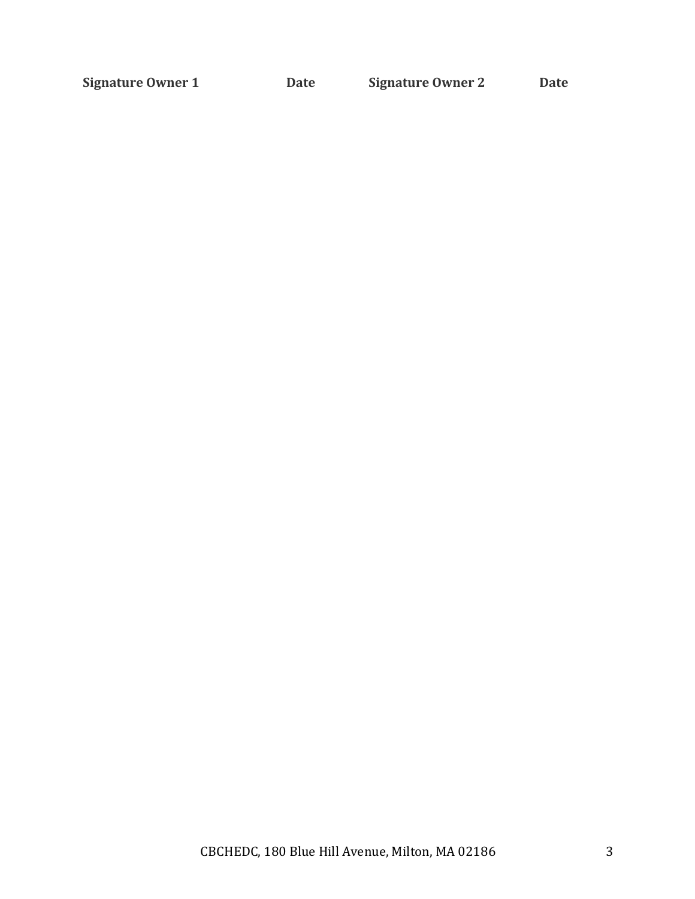**Signature Owner 1** **Date** **Signature Owner 2** **Date**